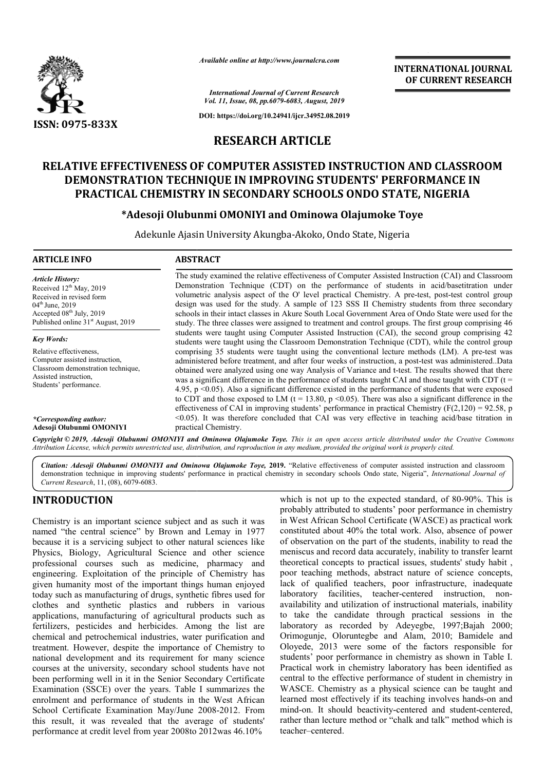*Available online at http://www.journalcra.com*

*International Journal of Current Research*
*Vol. 11, Issue, 08, pp.6079-6083, August, 2019*

**DOI: https://doi.org/10.24941/ijcr.34952.08.2019**

**INTERNATIONAL JOURNAL OF CURRENT RESEARCH**

**ISSN: 0975-833X**

# RESEARCH ARTICLE

# RELATIVE EFFECTIVENESS OF COMPUTER ASSISTED INSTRUCTION AND CLASSROOM DEMONSTRATION TECHNIQUE IN IMPROVING STUDENTS' PERFORMANCE IN PRACTICAL CHEMISTRY IN SECONDARY SCHOOLS ONDO STATE, NIGERIA

**\*Adesoji Olubunmi OMONIYI and Ominowa Olajumoke Toye**

Adekunle Ajasin University Akungba-Akoko, Ondo State, Nigeria

## ARTICLE INFO

*Article History:*
Received 12th May, 2019
Received in revised form 04th June, 2019
Accepted 08th July, 2019
Published online 31st August, 2019

*Key Words:*
Relative effectiveness,
Computer assisted instruction,
Classroom demonstration technique,
Assisted instruction,
Students' performance.

***Corresponding author:***
**Adesoji Olubunmi OMONIYI**

## ABSTRACT

The study examined the relative effectiveness of Computer Assisted Instruction (CAI) and Classroom Demonstration Technique (CDT) on the performance of students in acid/basetitration under volumetric analysis aspect of the O' level practical Chemistry. A pre-test, post-test control group design was used for the study. A sample of 123 SSS II Chemistry students from three secondary schools in their intact classes in Akure South Local Government Area of Ondo State were used for the study. The three classes were assigned to treatment and control groups. The first group comprising 46 students were taught using Computer Assisted Instruction (CAI), the second group comprising 42 students were taught using the Classroom Demonstration Technique (CDT), while the control group comprising 35 students were taught using the conventional lecture methods (LM). A pre-test was administered before treatment, and after four weeks of instruction, a post-test was administered..Data obtained were analyzed using one way Analysis of Variance and t-test. The results showed that there was a significant difference in the performance of students taught CAI and those taught with CDT ($t = 4.95$, $p < 0.05$). Also a significant difference existed in the performance of students that were exposed to CDT and those exposed to LM ($t = 13.80$, $p < 0.05$). There was also a significant difference in the effectiveness of CAI in improving students' performance in practical Chemistry ($F(2,120) = 92.58$, $p < 0.05$). It was therefore concluded that CAI was very effective in teaching acid/base titration in practical Chemistry.

*Copyright © 2019, Adesoji Olubunmi OMONIYI and Ominowa Olajumoke Toye. This is an open access article distributed under the Creative Commons Attribution License, which permits unrestricted use, distribution, and reproduction in any medium, provided the original work is properly cited.*

*Citation: Adesoji Olubunmi OMONIYI and Ominowa Olajumoke Toye,* **2019.** "Relative effectiveness of computer assisted instruction and classroom demonstration technique in improving students' performance in practical chemistry in secondary schools Ondo state, Nigeria", *International Journal of Current Research*, 11, (08), 6079-6083.

## INTRODUCTION

Chemistry is an important science subject and as such it was named "the central science" by Brown and Lemay in 1977 because it is a servicing subject to other natural sciences like Physics, Biology, Agricultural Science and other science professional courses such as medicine, pharmacy and engineering. Exploitation of the principle of Chemistry has given humanity most of the important things human enjoyed today such as manufacturing of drugs, synthetic fibres used for clothes and synthetic plastics and rubbers in various applications, manufacturing of agricultural products such as fertilizers, pesticides and herbicides. Among the list are chemical and petrochemical industries, water purification and treatment. However, despite the importance of Chemistry to national development and its requirement for many science courses at the university, secondary school students have not been performing well in it in the Senior Secondary Certificate Examination (SSCE) over the years. Table I summarizes the enrolment and performance of students in the West African School Certificate Examination May/June 2008-2012. From this result, it was revealed that the average of students' performance at credit level from year 2008to 2012was 46.10% which is not up to the expected standard, of 80-90%. This is probably attributed to students' poor performance in chemistry in West African School Certificate (WASCE) as practical work constituted about 40% the total work. Also, absence of power of observation on the part of the students, inability to read the meniscus and record data accurately, inability to transfer learnt theoretical concepts to practical issues, students' study habit , poor teaching methods, abstract nature of science concepts, lack of qualified teachers, poor infrastructure, inadequate laboratory facilities, teacher-centered instruction, non-availability and utilization of instructional materials, inability to take the candidate through practical sessions in the laboratory as recorded by Adeyegbe, 1997;Bajah 2000; Orimogunje, Oloruntegbe and Alam, 2010; Bamidele and Oloyede, 2013 were some of the factors responsible for students' poor performance in chemistry as shown in Table I. Practical work in chemistry laboratory has been identified as central to the effective performance of student in chemistry in WASCE. Chemistry as a physical science can be taught and learned most effectively if its teaching involves hands-on and mind-on. It should beactivity-centered and student-centered, rather than lecture method or "chalk and talk" method which is teacher–centered.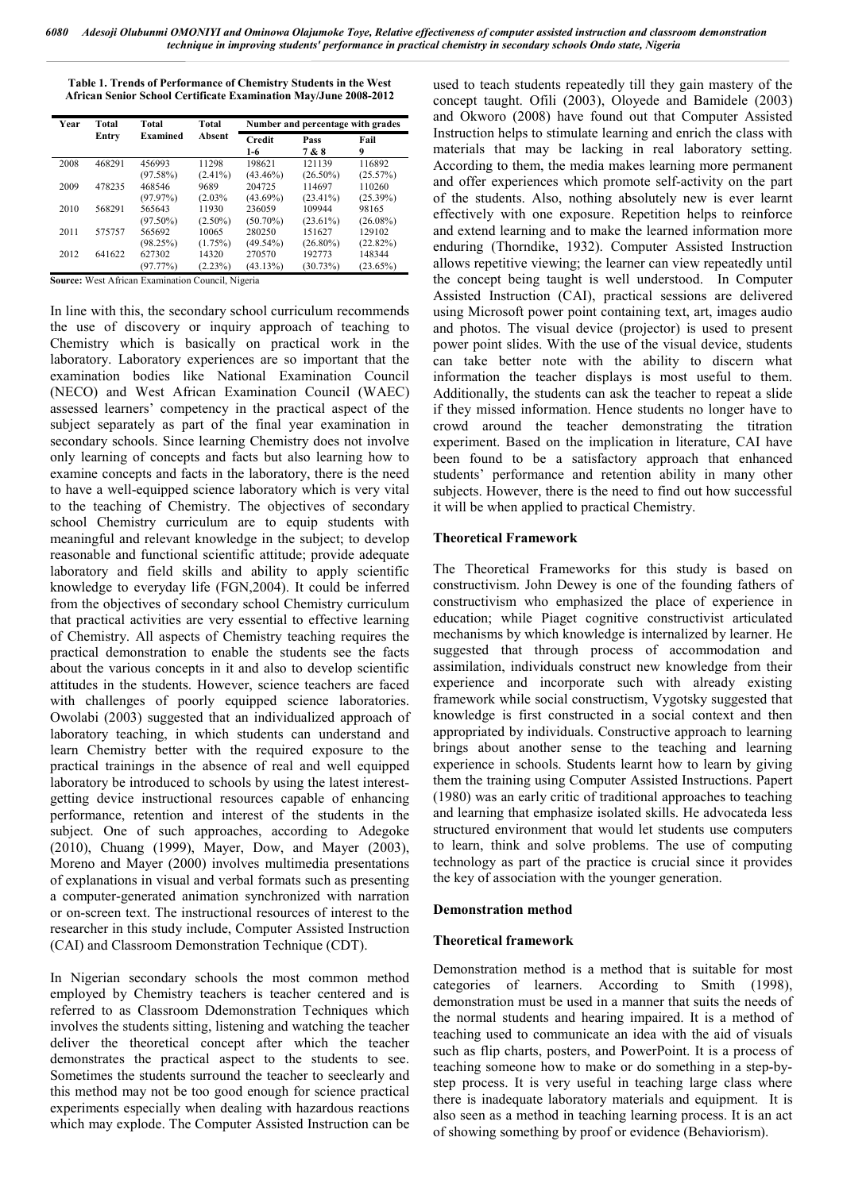**Table 1. Trends of Performance of Chemistry Students in the West African Senior School Certificate Examination May/June 2008-2012**

| Year | Total Entry | Total Examined | Total Absent | Number and percentage with grades | | |
|---|---|---|---|---|---|---|
| | | | | Credit 1-6 | Pass 7 & 8 | Fail 9 |
| 2008 | 468291 | 456993 (97.58%) | 11298 (2.41%) | 198621 (43.46%) | 121139 (26.50%) | 116892 (25.57%) |
| 2009 | 478235 | 468546 (97.97%) | 9689 (2.03% | 204725 (43.69%) | 114697 (23.41%) | 110260 (25.39%) |
| 2010 | 568291 | 565643 (97.50%) | 11930 (2.50%) | 236059 (50.70%) | 109944 (23.61%) | 98165 (26.08%) |
| 2011 | 575757 | 565692 (98.25%) | 10065 (1.75%) | 280250 (49.54%) | 151627 (26.80%) | 129102 (22.82%) |
| 2012 | 641622 | 627302 (97.77%) | 14320 (2.23%) | 270570 (43.13%) | 192773 (30.73%) | 148344 (23.65%) |

**Source:** West African Examination Council, Nigeria

In line with this, the secondary school curriculum recommends the use of discovery or inquiry approach of teaching to Chemistry which is basically on practical work in the laboratory. Laboratory experiences are so important that the examination bodies like National Examination Council (NECO) and West African Examination Council (WAEC) assessed learners' competency in the practical aspect of the subject separately as part of the final year examination in secondary schools. Since learning Chemistry does not involve only learning of concepts and facts but also learning how to examine concepts and facts in the laboratory, there is the need to have a well-equipped science laboratory which is very vital to the teaching of Chemistry. The objectives of secondary school Chemistry curriculum are to equip students with meaningful and relevant knowledge in the subject; to develop reasonable and functional scientific attitude; provide adequate laboratory and field skills and ability to apply scientific knowledge to everyday life (FGN,2004). It could be inferred from the objectives of secondary school Chemistry curriculum that practical activities are very essential to effective learning of Chemistry. All aspects of Chemistry teaching requires the practical demonstration to enable the students see the facts about the various concepts in it and also to develop scientific attitudes in the students. However, science teachers are faced with challenges of poorly equipped science laboratories. Owolabi (2003) suggested that an individualized approach of laboratory teaching, in which students can understand and learn Chemistry better with the required exposure to the practical trainings in the absence of real and well equipped laboratory be introduced to schools by using the latest interest-getting device instructional resources capable of enhancing performance, retention and interest of the students in the subject. One of such approaches, according to Adegoke (2010), Chuang (1999), Mayer, Dow, and Mayer (2003), Moreno and Mayer (2000) involves multimedia presentations of explanations in visual and verbal formats such as presenting a computer-generated animation synchronized with narration or on-screen text. The instructional resources of interest to the researcher in this study include, Computer Assisted Instruction (CAI) and Classroom Demonstration Technique (CDT).

In Nigerian secondary schools the most common method employed by Chemistry teachers is teacher centered and is referred to as Classroom Ddemonstration Techniques which involves the students sitting, listening and watching the teacher deliver the theoretical concept after which the teacher demonstrates the practical aspect to the students to see. Sometimes the students surround the teacher to seeclearly and this method may not be too good enough for science practical experiments especially when dealing with hazardous reactions which may explode. The Computer Assisted Instruction can be used to teach students repeatedly till they gain mastery of the concept taught. Ofili (2003), Oloyede and Bamidele (2003) and Okworo (2008) have found out that Computer Assisted Instruction helps to stimulate learning and enrich the class with materials that may be lacking in real laboratory setting. According to them, the media makes learning more permanent and offer experiences which promote self-activity on the part of the students. Also, nothing absolutely new is ever learnt effectively with one exposure. Repetition helps to reinforce and extend learning and to make the learned information more enduring (Thorndike, 1932). Computer Assisted Instruction allows repetitive viewing; the learner can view repeatedly until the concept being taught is well understood. In Computer Assisted Instruction (CAI), practical sessions are delivered using Microsoft power point containing text, art, images audio and photos. The visual device (projector) is used to present power point slides. With the use of the visual device, students can take better note with the ability to discern what information the teacher displays is most useful to them. Additionally, the students can ask the teacher to repeat a slide if they missed information. Hence students no longer have to crowd around the teacher demonstrating the titration experiment. Based on the implication in literature, CAI have been found to be a satisfactory approach that enhanced students' performance and retention ability in many other subjects. However, there is the need to find out how successful it will be when applied to practical Chemistry.

## Theoretical Framework

The Theoretical Frameworks for this study is based on constructivism. John Dewey is one of the founding fathers of constructivism who emphasized the place of experience in education; while Piaget cognitive constructivist articulated mechanisms by which knowledge is internalized by learner. He suggested that through process of accommodation and assimilation, individuals construct new knowledge from their experience and incorporate such with already existing framework while social constructism, Vygotsky suggested that knowledge is first constructed in a social context and then appropriated by individuals. Constructive approach to learning brings about another sense to the teaching and learning experience in schools. Students learnt how to learn by giving them the training using Computer Assisted Instructions. Papert (1980) was an early critic of traditional approaches to teaching and learning that emphasize isolated skills. He advocateda less structured environment that would let students use computers to learn, think and solve problems. The use of computing technology as part of the practice is crucial since it provides the key of association with the younger generation.

## Demonstration method

## Theoretical framework

Demonstration method is a method that is suitable for most categories of learners. According to Smith (1998), demonstration must be used in a manner that suits the needs of the normal students and hearing impaired. It is a method of teaching used to communicate an idea with the aid of visuals such as flip charts, posters, and PowerPoint. It is a process of teaching someone how to make or do something in a step-by-step process. It is very useful in teaching large class where there is inadequate laboratory materials and equipment. It is also seen as a method in teaching learning process. It is an act of showing something by proof or evidence (Behaviorism).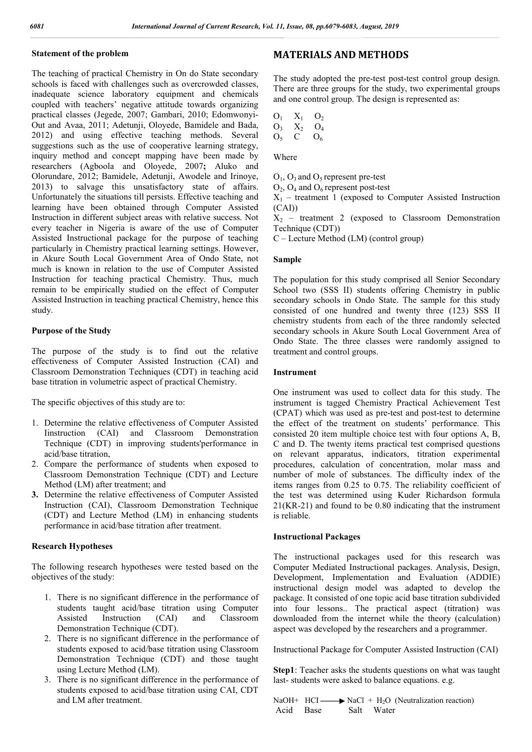### Statement of the problem

The teaching of practical Chemistry in On do State secondary schools is faced with challenges such as overcrowded classes, inadequate science laboratory equipment and chemicals coupled with teachers' negative attitude towards organizing practical classes (Jegede, 2007; Gambari, 2010; Edomwonyi-Out and Avaa, 2011; Adetunji, Oloyede, Bamidele and Bada, 2012) and using effective teaching methods. Several suggestions such as the use of cooperative learning strategy, inquiry method and concept mapping have been made by researchers (Agboola and Oloyede, 2007**;** Aluko and Olorundare, 2012; Bamidele, Adetunji, Awodele and Irinoye, 2013) to salvage this unsatisfactory state of affairs. Unfortunately the situations till persists. Effective teaching and learning have been obtained through Computer Assisted Instruction in different subject areas with relative success. Not every teacher in Nigeria is aware of the use of Computer Assisted Instructional package for the purpose of teaching particularly in Chemistry practical learning settings. However, in Akure South Local Government Area of Ondo State, not much is known in relation to the use of Computer Assisted Instruction for teaching practical Chemistry. Thus, much remain to be empirically studied on the effect of Computer Assisted Instruction in teaching practical Chemistry, hence this study.

### Purpose of the Study

The purpose of the study is to find out the relative effectiveness of Computer Assisted Instruction (CAI) and Classroom Demonstration Techniques (CDT) in teaching acid base titration in volumetric aspect of practical Chemistry.

The specific objectives of this study are to:

1. Determine the relative effectiveness of Computer Assisted Iinstruction (CAI) and Classroom Demonstration Technique (CDT) in improving students'performance in acid/base titration,
2. Compare the performance of students when exposed to Classroom Demonstration Technique (CDT) and Lecture Method (LM) after treatment; and
3. Determine the relative effectiveness of Computer Assisted Instruction (CAI), Classroom Demonstration Technique (CDT) and Lecture Method (LM) in enhancing students performance in acid/base titration after treatment.

### Research Hypotheses

The following research hypotheses were tested based on the objectives of the study:

1. There is no significant difference in the performance of students taught acid/base titration using Computer Assisted Instruction (CAI) and Classroom Demonstration Technique (CDT).
2. There is no significant difference in the performance of students exposed to acid/base titration using Classroom Demonstration Technique (CDT) and those taught using Lecture Method (LM).
3. There is no significant difference in the performance of students exposed to acid/base titration using CAI, CDT and LM after treatment.

## MATERIALS AND METHODS

The study adopted the pre-test post-test control group design. There are three groups for the study, two experimental groups and one control group. The design is represented as:

$O_1 \quad X_1 \quad O_2$
$O_3 \quad X_2 \quad O_4$
$O_5 \quad C \quad O_6$

Where

$O_1$, $O_3$ and $O_5$ represent pre-test
$O_2$, $O_4$ and $O_6$ represent post-test
$X_1$ – treatment 1 (exposed to Computer Assisted Instruction (CAI))
$X_2$ – treatment 2 (exposed to Classroom Demonstration Technique (CDT))
C – Lecture Method (LM) (control group)

### Sample

The population for this study comprised all Senior Secondary School two (SSS II) students offering Chemistry in public secondary schools in Ondo State. The sample for this study consisted of one hundred and twenty three (123) SSS II chemistry students from each of the three randomly selected secondary schools in Akure South Local Government Area of Ondo State. The three classes were randomly assigned to treatment and control groups.

### Instrument

One instrument was used to collect data for this study. The instrument is tagged Chemistry Practical Achievement Test (CPAT) which was used as pre-test and post-test to determine the effect of the treatment on students' performance. This consisted 20 item multiple choice test with four options A, B, C and D. The twenty items practical test comprised questions on relevant apparatus, indicators, titration experimental procedures, calculation of concentration, molar mass and number of mole of substances. The difficulty index of the items ranges from 0.25 to 0.75. The reliability coefficient of the test was determined using Kuder Richardson formula 21(KR-21) and found to be 0.80 indicating that the instrument is reliable.

### Instructional Packages

The instructional packages used for this research was Computer Mediated Instructional packages. Analysis, Design, Development, Implementation and Evaluation (ADDIE) instructional design model was adapted to develop the package. It consisted of one topic acid base titration subdivided into four lessons.. The practical aspect (titration) was downloaded from the internet while the theory (calculation) aspect was developed by the researchers and a programmer.

Instructional Package for Computer Assisted Instruction (CAI)

**Step1**: Teacher asks the students questions on what was taught last- students were asked to balance equations. e.g.

$NaOH + HCl \longrightarrow NaCl + H_2O$ (Neutralization reaction)
Acid Base Salt Water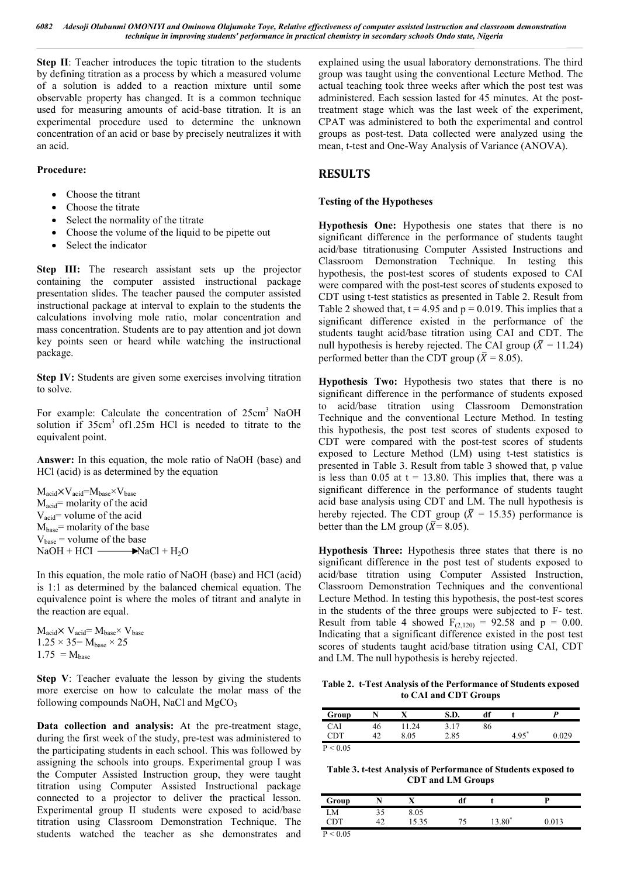**Step II**: Teacher introduces the topic titration to the students by defining titration as a process by which a measured volume of a solution is added to a reaction mixture until some observable property has changed. It is a common technique used for measuring amounts of acid-base titration. It is an experimental procedure used to determine the unknown concentration of an acid or base by precisely neutralizes it with an acid.

**Procedure:**

- Choose the titrant
- Choose the titrate
- Select the normality of the titrate
- Choose the volume of the liquid to be pipette out
- Select the indicator

**Step III:** The research assistant sets up the projector containing the computer assisted instructional package presentation slides. The teacher paused the computer assisted instructional package at interval to explain to the students the calculations involving mole ratio, molar concentration and mass concentration. Students are to pay attention and jot down key points seen or heard while watching the instructional package.

**Step IV:** Students are given some exercises involving titration to solve.

For example: Calculate the concentration of 25cm$^3$ NaOH solution if 35cm$^3$ of1.25m HCl is needed to titrate to the equivalent point.

**Answer:** In this equation, the mole ratio of NaOH (base) and HCl (acid) is as determined by the equation

$M_{acid} \times V_{acid} = M_{base} \times V_{base}$
$M_{acid}$= molarity of the acid
$V_{acid}$= volume of the acid
$M_{base}$= molarity of the base
$V_{base}$ = volume of the base
$NaOH + HCl \longrightarrow NaCl + H_2O$

In this equation, the mole ratio of NaOH (base) and HCl (acid) is 1:1 as determined by the balanced chemical equation. The equivalence point is where the moles of titrant and analyte in the reaction are equal.

$M_{acid} \times V_{acid} = M_{base} \times V_{base}$
$1.25 \times 35 = M_{base} \times 25$
$1.75 = M_{base}$

**Step V**: Teacher evaluate the lesson by giving the students more exercise on how to calculate the molar mass of the following compounds NaOH, NaCl and $MgCO_3$

**Data collection and analysis:** At the pre-treatment stage, during the first week of the study, pre-test was administered to the participating students in each school. This was followed by assigning the schools into groups. Experimental group I was the Computer Assisted Instruction group, they were taught titration using Computer Assisted Instruction package connected to a projector to deliver the practical lesson. Experimental group II students were exposed to acid/base titration using Classroom Demonstration Technique. The students watched the teacher as she demonstrates and explained using the usual laboratory demonstrations. The third group was taught using the conventional Lecture Method. The actual teaching took three weeks after which the post test was administered. Each session lasted for 45 minutes. At the post-treatment stage which was the last week of the experiment, CPAT was administered to both the experimental and control groups as post-test. Data collected were analyzed using the mean, t-test and One-Way Analysis of Variance (ANOVA).

## RESULTS

### Testing of the Hypotheses

**Hypothesis One:** Hypothesis one states that there is no significant difference in the performance of students taught acid/base titrationusing Computer Assisted Instructions and Classroom Demonstration Technique. In testing this hypothesis, the post-test scores of students exposed to CAI were compared with the post-test scores of students exposed to CDT using t-test statistics as presented in Table 2. Result from Table 2 showed that, t = 4.95 and p = 0.019. This implies that a significant difference existed in the performance of the students taught acid/base titration using CAI and CDT. The null hypothesis is hereby rejected. The CAI group ($\bar{X}$ = 11.24) performed better than the CDT group ($\bar{X}$ = 8.05).

**Hypothesis Two:** Hypothesis two states that there is no significant difference in the performance of students exposed to acid/base titration using Classroom Demonstration Technique and the conventional Lecture Method. In testing this hypothesis, the post test scores of students exposed to CDT were compared with the post-test scores of students exposed to Lecture Method (LM) using t-test statistics is presented in Table 3. Result from table 3 showed that, p value is less than 0.05 at t = 13.80. This implies that, there was a significant difference in the performance of students taught acid base analysis using CDT and LM. The null hypothesis is hereby rejected. The CDT group ($\bar{X}$ = 15.35) performance is better than the LM group ($\bar{X}$= 8.05).

**Hypothesis Three:** Hypothesis three states that there is no significant difference in the post test of students exposed to acid/base titration using Computer Assisted Instruction, Classroom Demonstration Techniques and the conventional Lecture Method. In testing this hypothesis, the post-test scores in the students of the three groups were subjected to F- test. Result from table 4 showed $F_{(2,120)}$ = 92.58 and p = 0.00. Indicating that a significant difference existed in the post test scores of students taught acid/base titration using CAI, CDT and LM. The null hypothesis is hereby rejected.

**Table 2. t-Test Analysis of the Performance of Students exposed to CAI and CDT Groups**

| Group | N | X | S.D. | df | t | *P* |
|---|---|---|---|---|---|---|
| CAI | 46 | 11.24 | 3.17 | 86 | | |
| CDT | 42 | 8.05 | 2.85 | | 4.95* | 0.029 |

P < 0.05

**Table 3. t-test Analysis of Performance of Students exposed to CDT and LM Groups**

| Group | N | X | df | t | P |
|---|---|---|---|---|---|
| LM | 35 | 8.05 | | | |
| CDT | 42 | 15.35 | 75 | 13.80* | 0.013 |

P < 0.05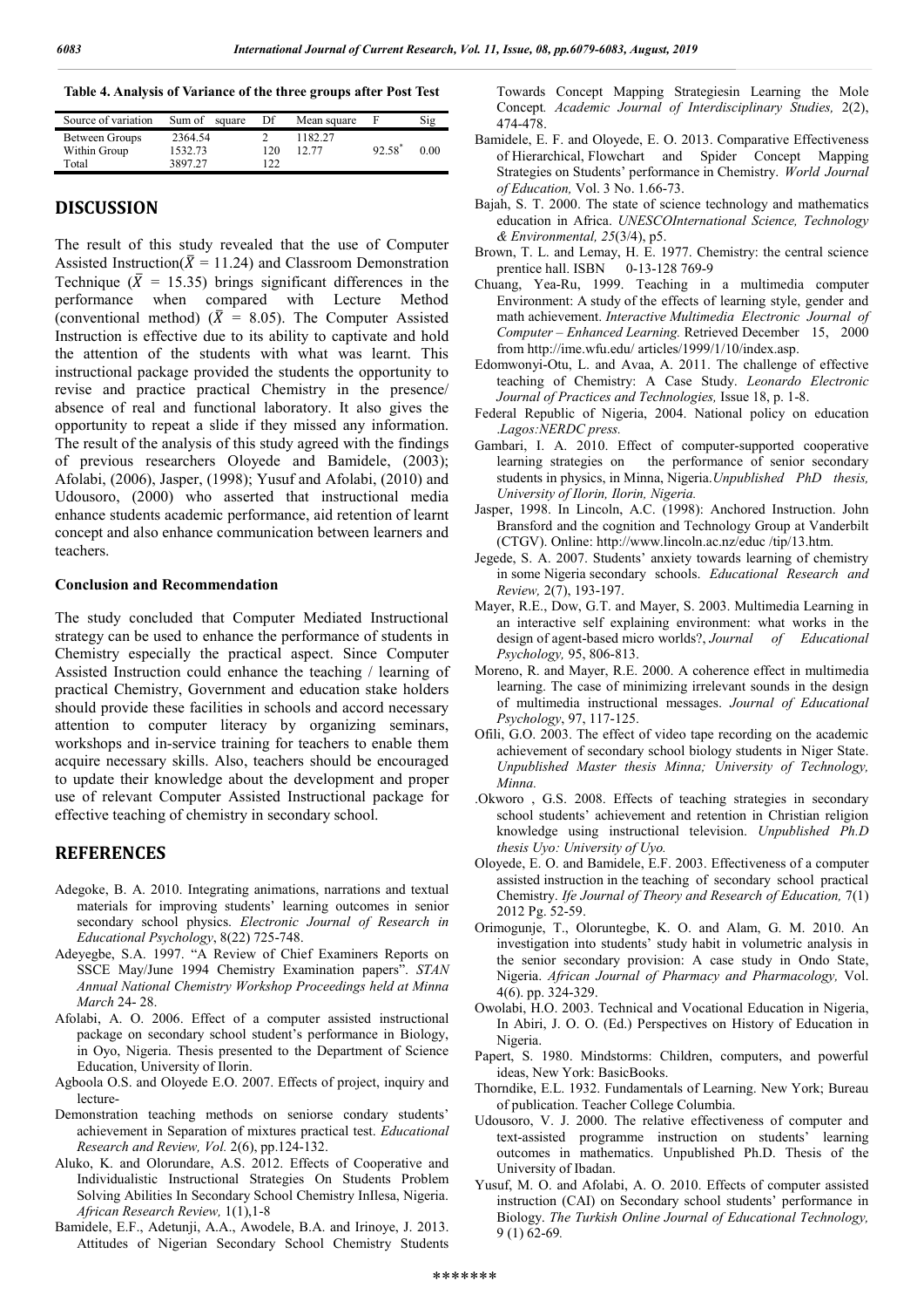**Table 4. Analysis of Variance of the three groups after Post Test**

| Source of variation | Sum of square | Df | Mean square | F | Sig |
|---|---|---|---|---|---|
| Between Groups | 2364.54 | 2 | 1182.27 | | |
| Within Group | 1532.73 | 120 | 12.77 | 92.58* | 0.00 |
| Total | 3897.27 | 122 | | | |

## DISCUSSION

The result of this study revealed that the use of Computer Assisted Instruction($\bar{X}$ = 11.24) and Classroom Demonstration Technique ($\bar{X}$ = 15.35) brings significant differences in the performance when compared with Lecture Method (conventional method) ($\bar{X}$ = 8.05). The Computer Assisted Instruction is effective due to its ability to captivate and hold the attention of the students with what was learnt. This instructional package provided the students the opportunity to revise and practice practical Chemistry in the presence/ absence of real and functional laboratory. It also gives the opportunity to repeat a slide if they missed any information. The result of the analysis of this study agreed with the findings of previous researchers Oloyede and Bamidele, (2003); Afolabi, (2006), Jasper, (1998); Yusuf and Afolabi, (2010) and Udousoro, (2000) who asserted that instructional media enhance students academic performance, aid retention of learnt concept and also enhance communication between learners and teachers.

### Conclusion and Recommendation

The study concluded that Computer Mediated Instructional strategy can be used to enhance the performance of students in Chemistry especially the practical aspect. Since Computer Assisted Instruction could enhance the teaching / learning of practical Chemistry, Government and education stake holders should provide these facilities in schools and accord necessary attention to computer literacy by organizing seminars, workshops and in-service training for teachers to enable them acquire necessary skills. Also, teachers should be encouraged to update their knowledge about the development and proper use of relevant Computer Assisted Instructional package for effective teaching of chemistry in secondary school.

## REFERENCES

- Adegoke, B. A. 2010. Integrating animations, narrations and textual materials for improving students' learning outcomes in senior secondary school physics. *Electronic Journal of Research in Educational Psychology*, 8(22) 725-748.
- Adeyegbe, S.A. 1997. "A Review of Chief Examiners Reports on SSCE May/June 1994 Chemistry Examination papers". *STAN Annual National Chemistry Workshop Proceedings held at Minna March* 24- 28.
- Afolabi, A. O. 2006. Effect of a computer assisted instructional package on secondary school student's performance in Biology, in Oyo, Nigeria. Thesis presented to the Department of Science Education, University of Ilorin.
- Agboola O.S. and Oloyede E.O. 2007. Effects of project, inquiry and lecture-
- Demonstration teaching methods on seniorse condary students' achievement in Separation of mixtures practical test. *Educational Research and Review, Vol.* 2(6), pp.124-132.
- Aluko, K. and Olorundare, A.S. 2012. Effects of Cooperative and Individualistic Instructional Strategies On Students Problem Solving Abilities In Secondary School Chemistry InIlesa, Nigeria. *African Research Review,* 1(1),1-8
- Bamidele, E.F., Adetunji, A.A., Awodele, B.A. and Irinoye, J. 2013. Attitudes of Nigerian Secondary School Chemistry Students Towards Concept Mapping Strategiesin Learning the Mole Concept*. Academic Journal of Interdisciplinary Studies,* 2(2), 474-478.
- Bamidele, E. F. and Oloyede, E. O. 2013. Comparative Effectiveness of Hierarchical, Flowchart and Spider Concept Mapping Strategies on Students' performance in Chemistry. *World Journal of Education,* Vol. 3 No. 1.66-73.
- Bajah, S. T. 2000. The state of science technology and mathematics education in Africa. *UNESCOInternational Science, Technology & Environmental, 25*(3/4), p5.
- Brown, T. L. and Lemay, H. E. 1977. Chemistry: the central science prentice hall. ISBN 0-13-128 769-9
- Chuang, Yea-Ru, 1999. Teaching in a multimedia computer Environment: A study of the effects of learning style, gender and math achievement. *Interactive Multimedia Electronic Journal of Computer – Enhanced Learning.* Retrieved December 15, 2000 from http://ime.wfu.edu/ articles/1999/1/10/index.asp.
- Edomwonyi-Otu, L. and Avaa, A. 2011. The challenge of effective teaching of Chemistry: A Case Study. *Leonardo Electronic Journal of Practices and Technologies,* Issue 18, p. 1-8.
- Federal Republic of Nigeria, 2004. National policy on education *.Lagos:NERDC press.*
- Gambari, I. A. 2010. Effect of computer-supported cooperative learning strategies on the performance of senior secondary students in physics, in Minna, Nigeria.*Unpublished PhD thesis, University of Ilorin, Ilorin, Nigeria.*
- Jasper, 1998. In Lincoln, A.C. (1998): Anchored Instruction. John Bransford and the cognition and Technology Group at Vanderbilt (CTGV). Online: http://www.lincoln.ac.nz/educ /tip/13.htm.
- Jegede, S. A. 2007. Students' anxiety towards learning of chemistry in some Nigeria secondary schools. *Educational Research and Review,* 2(7), 193-197.
- Mayer, R.E., Dow, G.T. and Mayer, S. 2003. Multimedia Learning in an interactive self explaining environment: what works in the design of agent-based micro worlds?, *Journal of Educational Psychology,* 95, 806-813.
- Moreno, R. and Mayer, R.E. 2000. A coherence effect in multimedia learning. The case of minimizing irrelevant sounds in the design of multimedia instructional messages. *Journal of Educational Psychology*, 97, 117-125.
- Ofili, G.O. 2003. The effect of video tape recording on the academic achievement of secondary school biology students in Niger State. *Unpublished Master thesis Minna; University of Technology, Minna.*
- .Okworo , G.S. 2008. Effects of teaching strategies in secondary school students' achievement and retention in Christian religion knowledge using instructional television. *Unpublished Ph.D thesis Uyo: University of Uyo.*
- Oloyede, E. O. and Bamidele, E.F. 2003. Effectiveness of a computer assisted instruction in the teaching of secondary school practical Chemistry. *Ife Journal of Theory and Research of Education,* 7(1) 2012 Pg. 52-59.
- Orimogunje, T., Oloruntegbe, K. O. and Alam, G. M. 2010. An investigation into students' study habit in volumetric analysis in the senior secondary provision: A case study in Ondo State, Nigeria. *African Journal of Pharmacy and Pharmacology,* Vol. 4(6). pp. 324-329.
- Owolabi, H.O. 2003. Technical and Vocational Education in Nigeria, In Abiri, J. O. O. (Ed.) Perspectives on History of Education in Nigeria.
- Papert, S. 1980. Mindstorms: Children, computers, and powerful ideas, New York: BasicBooks.
- Thorndike, E.L. 1932. Fundamentals of Learning. New York; Bureau of publication. Teacher College Columbia.
- Udousoro, V. J. 2000. The relative effectiveness of computer and text-assisted programme instruction on students' learning outcomes in mathematics. Unpublished Ph.D. Thesis of the University of Ibadan.
- Yusuf, M. O. and Afolabi, A. O. 2010. Effects of computer assisted instruction (CAI) on Secondary school students' performance in Biology. *The Turkish Online Journal of Educational Technology,* 9 (1) 62-69*.*

\*\*\*\*\*\*\*